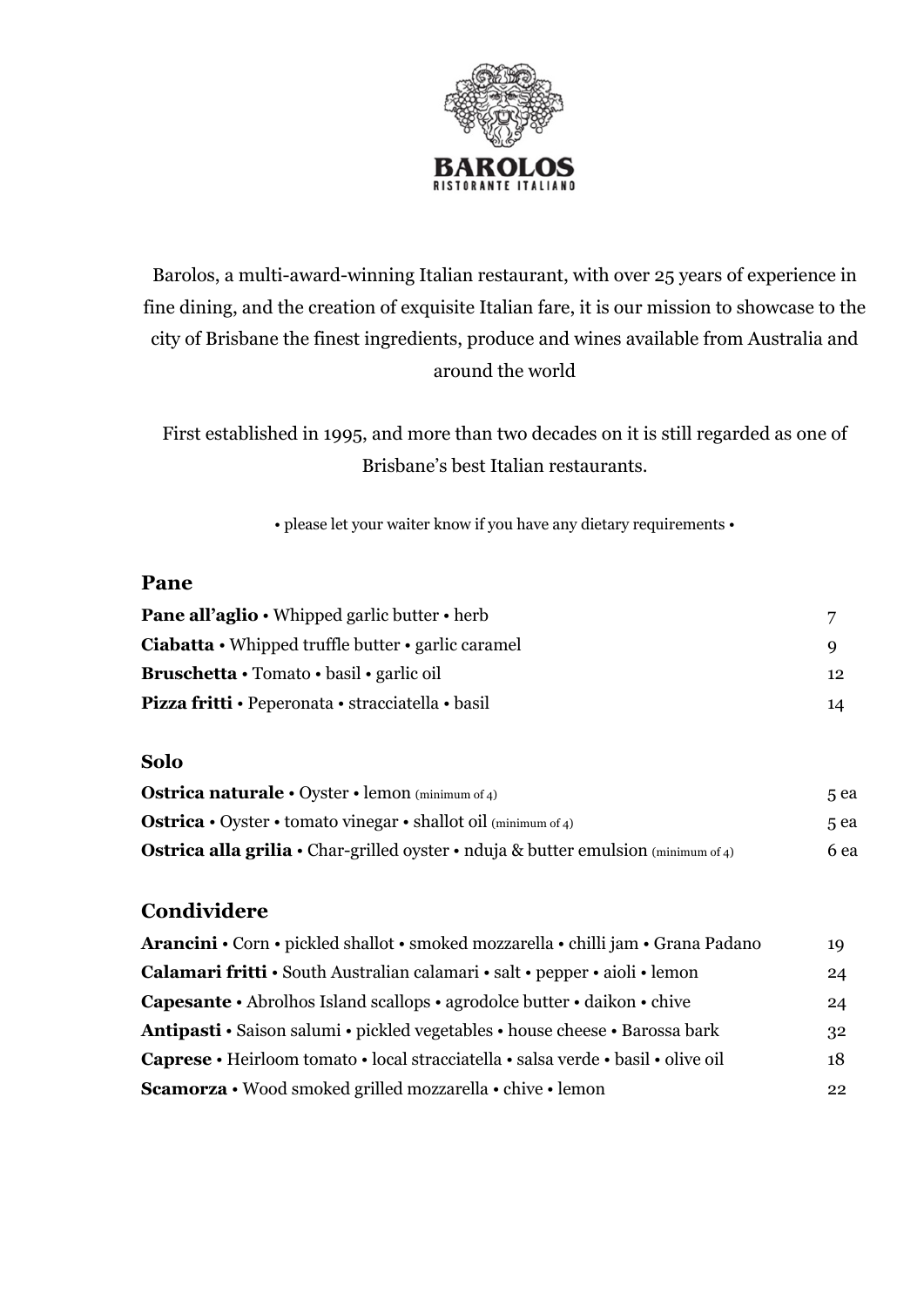# BAROLOS

RISTORANTE ITALIANO

Barolos, a multi-award-winning Italian restaurant, with over 25 years of experience in fine dining, and the creation of exquisite Italian fare, it is our mission to showcase to the city of Brisbane the finest ingredients, produce and wines available from Australia and around the world

First established in 1995, and more than two decades on it is still regarded as one of Brisbane's best Italian restaurants.

• please let your waiter know if you have any dietary requirements •

## Pane

| | |
|---|---|
| **Pane all'aglio** • Whipped garlic butter • herb | 7 |
| **Ciabatta** • Whipped truffle butter • garlic caramel | 9 |
| **Bruschetta** • Tomato • basil • garlic oil | 12 |
| **Pizza fritti** • Peperonata • stracciatella • basil | 14 |

## Solo

| | |
|---|---|
| **Ostrica naturale** • Oyster • lemon (minimum of 4) | 5 ea |
| **Ostrica** • Oyster • tomato vinegar • shallot oil (minimum of 4) | 5 ea |
| **Ostrica alla grilia** • Char-grilled oyster • nduja & butter emulsion (minimum of 4) | 6 ea |

## Condividere

| | |
|---|---|
| **Arancini** • Corn • pickled shallot • smoked mozzarella • chilli jam • Grana Padano | 19 |
| **Calamari fritti** • South Australian calamari • salt • pepper • aioli • lemon | 24 |
| **Capesante** • Abrolhos Island scallops • agrodolce butter • daikon • chive | 24 |
| **Antipasti** • Saison salumi • pickled vegetables • house cheese • Barossa bark | 32 |
| **Caprese** • Heirloom tomato • local stracciatella • salsa verde • basil • olive oil | 18 |
| **Scamorza** • Wood smoked grilled mozzarella • chive • lemon | 22 |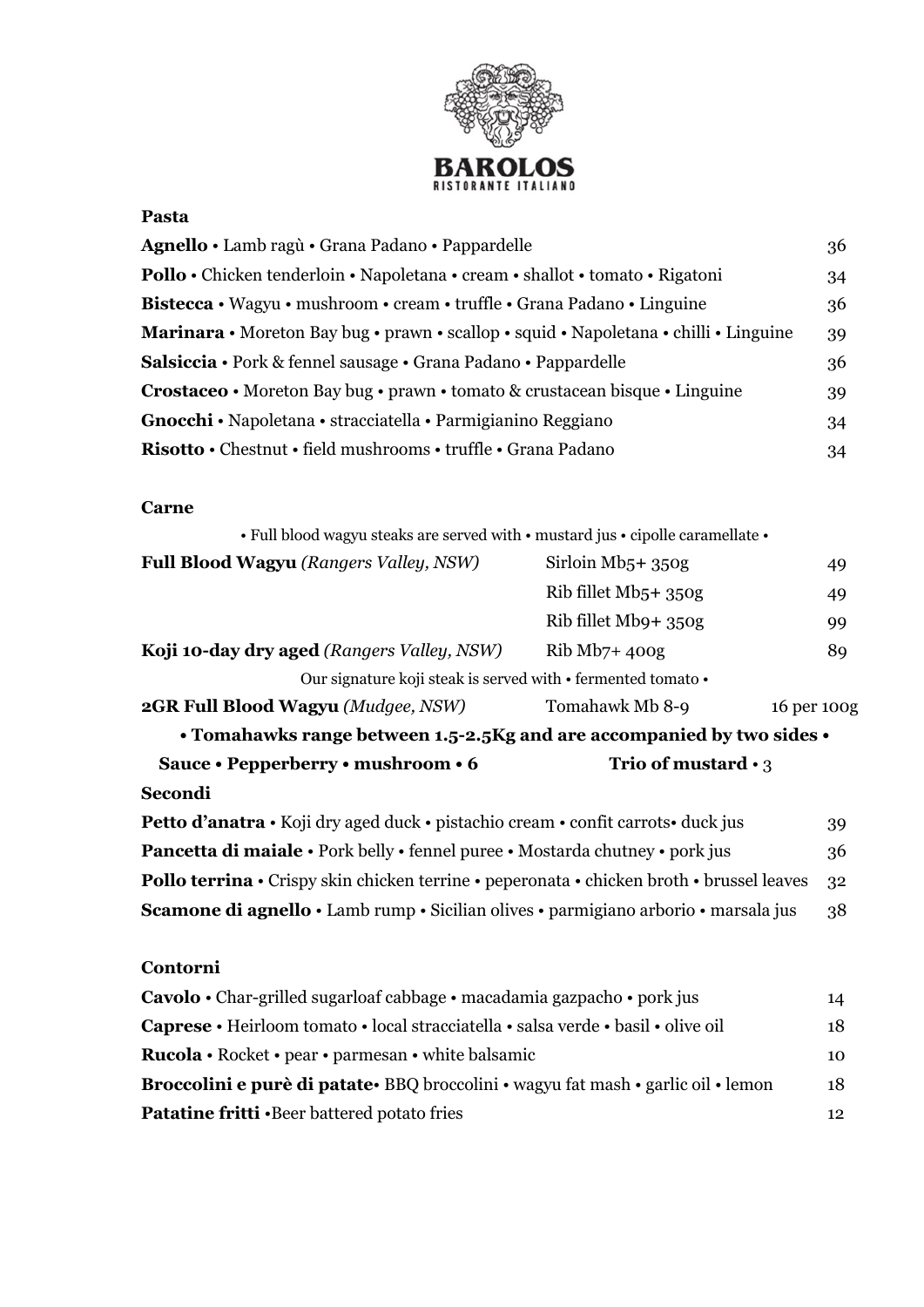# BAROLOS

RISTORANTE ITALIANO

## Pasta

| | |
|---|---|
| **Agnello** • Lamb ragù • Grana Padano • Pappardelle | 36 |
| **Pollo** • Chicken tenderloin • Napoletana • cream • shallot • tomato • Rigatoni | 34 |
| **Bistecca** • Wagyu • mushroom • cream • truffle • Grana Padano • Linguine | 36 |
| **Marinara** • Moreton Bay bug • prawn • scallop • squid • Napoletana • chilli • Linguine | 39 |
| **Salsiccia** • Pork & fennel sausage • Grana Padano • Pappardelle | 36 |
| **Crostaceo** • Moreton Bay bug • prawn • tomato & crustacean bisque • Linguine | 39 |
| **Gnocchi** • Napoletana • stracciatella • Parmigianino Reggiano | 34 |
| **Risotto** • Chestnut • field mushrooms • truffle • Grana Padano | 34 |

## Carne

• Full blood wagyu steaks are served with • mustard jus • cipolle caramellate •

| | | |
|---|---|---|
| **Full Blood Wagyu** *(Rangers Valley, NSW)* | Sirloin Mb5+ 350g | 49 |
| | Rib fillet Mb5+ 350g | 49 |
| | Rib fillet Mb9+ 350g | 99 |
| **Koji 10-day dry aged** *(Rangers Valley, NSW)* | Rib Mb7+ 400g | 89 |

Our signature koji steak is served with • fermented tomato •

| | | |
|---|---|---|
| **2GR Full Blood Wagyu** *(Mudgee, NSW)* | Tomahawk Mb 8-9 | 16 per 100g |

**• Tomahawks range between 1.5-2.5Kg and are accompanied by two sides •**

**Sauce • Pepperberry • mushroom • 6** **Trio of mustard** • 3

## Secondi

| | |
|---|---|
| **Petto d'anatra** • Koji dry aged duck • pistachio cream • confit carrots• duck jus | 39 |
| **Pancetta di maiale** • Pork belly • fennel puree • Mostarda chutney • pork jus | 36 |
| **Pollo terrina** • Crispy skin chicken terrine • peperonata • chicken broth • brussel leaves | 32 |
| **Scamone di agnello** • Lamb rump • Sicilian olives • parmigiano arborio • marsala jus | 38 |

## Contorni

| | |
|---|---|
| **Cavolo** • Char-grilled sugarloaf cabbage • macadamia gazpacho • pork jus | 14 |
| **Caprese** • Heirloom tomato • local stracciatella • salsa verde • basil • olive oil | 18 |
| **Rucola** • Rocket • pear • parmesan • white balsamic | 10 |
| **Broccolini e purè di patate**• BBQ broccolini • wagyu fat mash • garlic oil • lemon | 18 |
| **Patatine fritti** •Beer battered potato fries | 12 |